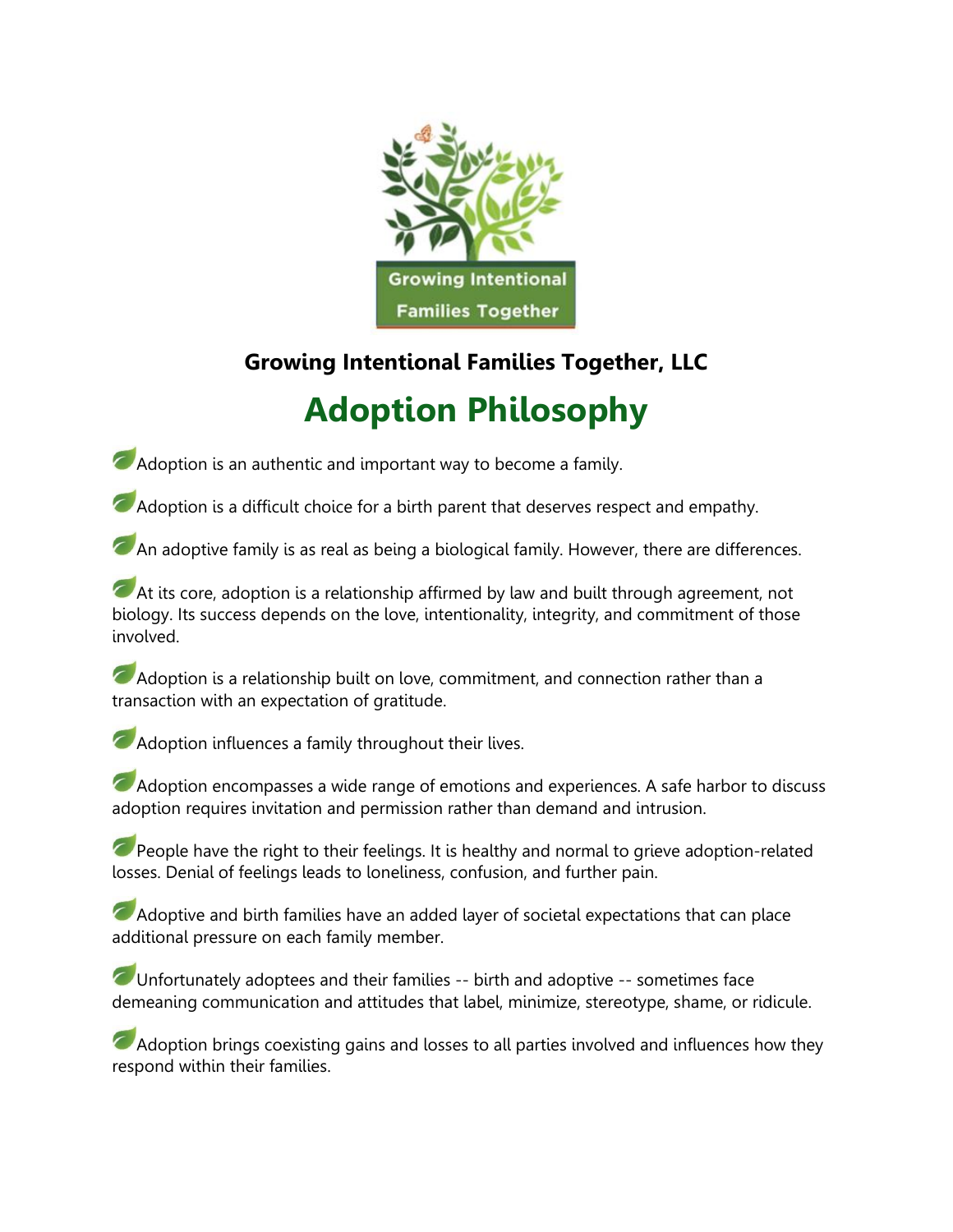**Growing Intentional Families Together, LLC**

# Adoption Philosophy

- Adoption is an authentic and important way to become a family.

- Adoption is a difficult choice for a birth parent that deserves respect and empathy.

- An adoptive family is as real as being a biological family. However, there are differences.

- At its core, adoption is a relationship affirmed by law and built through agreement, not biology. Its success depends on the love, intentionality, integrity, and commitment of those involved.

- Adoption is a relationship built on love, commitment, and connection rather than a transaction with an expectation of gratitude.

- Adoption influences a family throughout their lives.

- Adoption encompasses a wide range of emotions and experiences. A safe harbor to discuss adoption requires invitation and permission rather than demand and intrusion.

- People have the right to their feelings. It is healthy and normal to grieve adoption-related losses. Denial of feelings leads to loneliness, confusion, and further pain.

- Adoptive and birth families have an added layer of societal expectations that can place additional pressure on each family member.

- Unfortunately adoptees and their families -- birth and adoptive -- sometimes face demeaning communication and attitudes that label, minimize, stereotype, shame, or ridicule.

- Adoption brings coexisting gains and losses to all parties involved and influences how they respond within their families.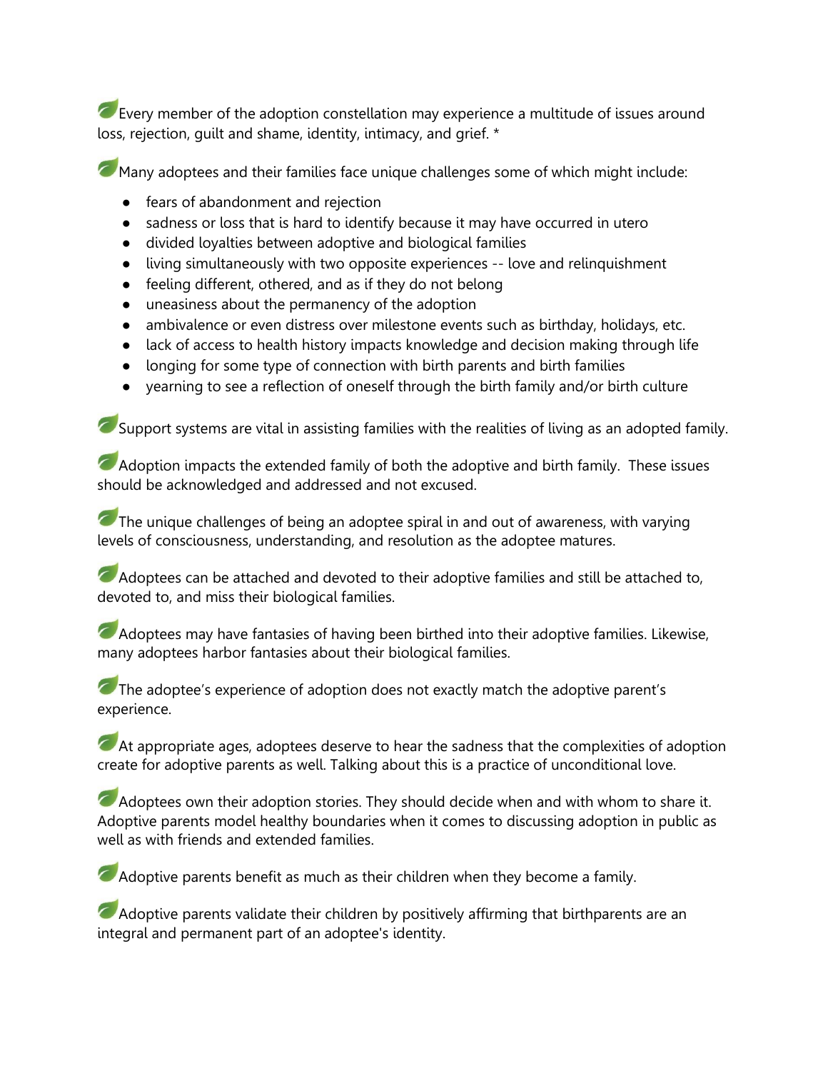Every member of the adoption constellation may experience a multitude of issues around loss, rejection, guilt and shame, identity, intimacy, and grief. *

Many adoptees and their families face unique challenges some of which might include:

- fears of abandonment and rejection
- sadness or loss that is hard to identify because it may have occurred in utero
- divided loyalties between adoptive and biological families
- living simultaneously with two opposite experiences -- love and relinquishment
- feeling different, othered, and as if they do not belong
- uneasiness about the permanency of the adoption
- ambivalence or even distress over milestone events such as birthday, holidays, etc.
- lack of access to health history impacts knowledge and decision making through life
- longing for some type of connection with birth parents and birth families
- yearning to see a reflection of oneself through the birth family and/or birth culture

Support systems are vital in assisting families with the realities of living as an adopted family.

Adoption impacts the extended family of both the adoptive and birth family. These issues should be acknowledged and addressed and not excused.

The unique challenges of being an adoptee spiral in and out of awareness, with varying levels of consciousness, understanding, and resolution as the adoptee matures.

Adoptees can be attached and devoted to their adoptive families and still be attached to, devoted to, and miss their biological families.

Adoptees may have fantasies of having been birthed into their adoptive families. Likewise, many adoptees harbor fantasies about their biological families.

The adoptee's experience of adoption does not exactly match the adoptive parent's experience.

At appropriate ages, adoptees deserve to hear the sadness that the complexities of adoption create for adoptive parents as well. Talking about this is a practice of unconditional love.

Adoptees own their adoption stories. They should decide when and with whom to share it. Adoptive parents model healthy boundaries when it comes to discussing adoption in public as well as with friends and extended families.

Adoptive parents benefit as much as their children when they become a family.

Adoptive parents validate their children by positively affirming that birthparents are an integral and permanent part of an adoptee's identity.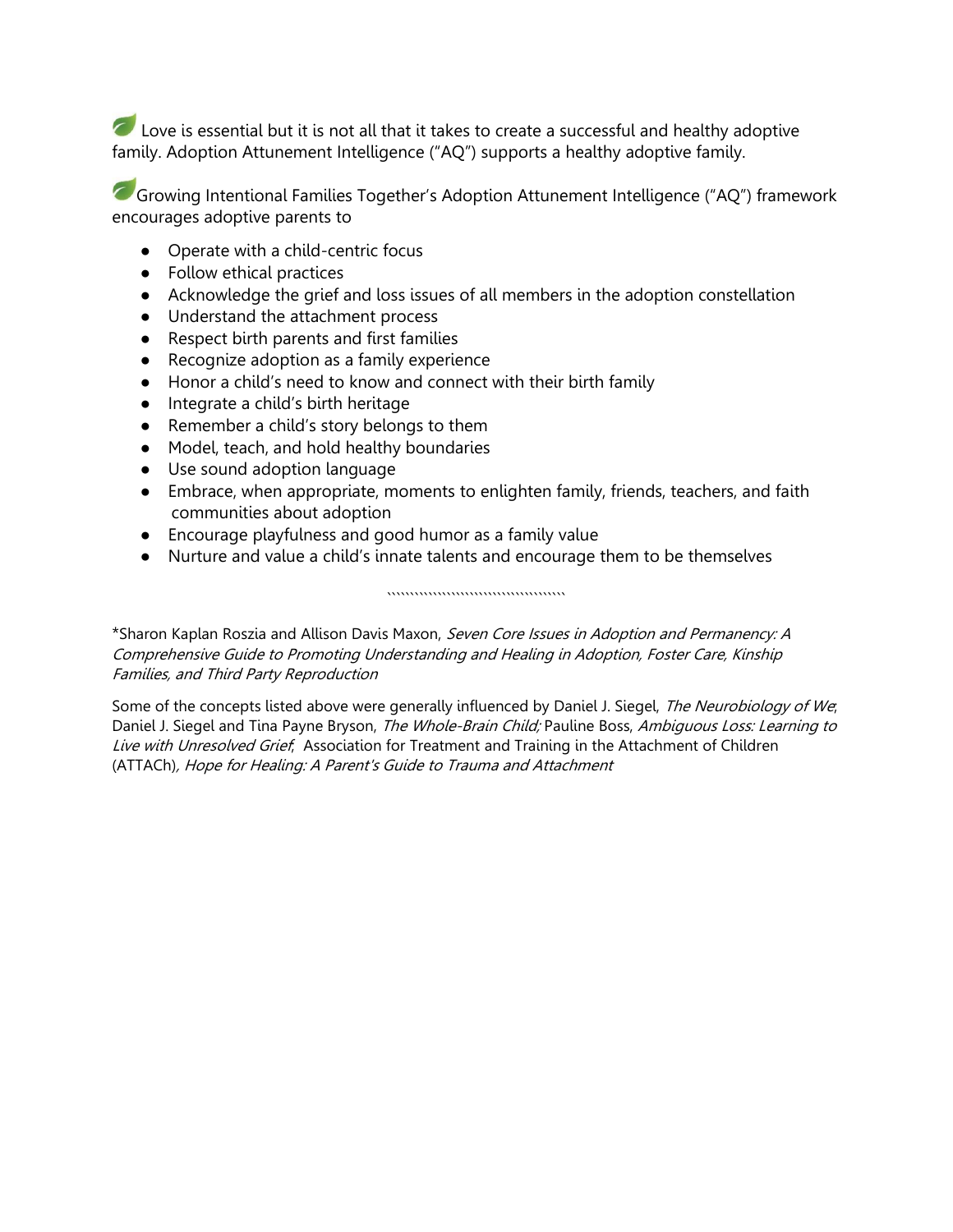Love is essential but it is not all that it takes to create a successful and healthy adoptive family. Adoption Attunement Intelligence ("AQ") supports a healthy adoptive family.

Growing Intentional Families Together's Adoption Attunement Intelligence ("AQ") framework encourages adoptive parents to

- Operate with a child-centric focus
- Follow ethical practices
- Acknowledge the grief and loss issues of all members in the adoption constellation
- Understand the attachment process
- Respect birth parents and first families
- Recognize adoption as a family experience
- Honor a child's need to know and connect with their birth family
- Integrate a child's birth heritage
- Remember a child's story belongs to them
- Model, teach, and hold healthy boundaries
- Use sound adoption language
- Embrace, when appropriate, moments to enlighten family, friends, teachers, and faith communities about adoption
- Encourage playfulness and good humor as a family value
- Nurture and value a child's innate talents and encourage them to be themselves

````````````````````````````````````

*Sharon Kaplan Roszia and Allison Davis Maxon, *Seven Core Issues in Adoption and Permanency: A Comprehensive Guide to Promoting Understanding and Healing in Adoption, Foster Care, Kinship Families, and Third Party Reproduction*

Some of the concepts listed above were generally influenced by Daniel J. Siegel, *The Neurobiology of We*; Daniel J. Siegel and Tina Payne Bryson, *The Whole-Brain Child;* Pauline Boss, *Ambiguous Loss: Learning to Live with Unresolved Grief*, Association for Treatment and Training in the Attachment of Children (ATTACh), *Hope for Healing: A Parent's Guide to Trauma and Attachment*